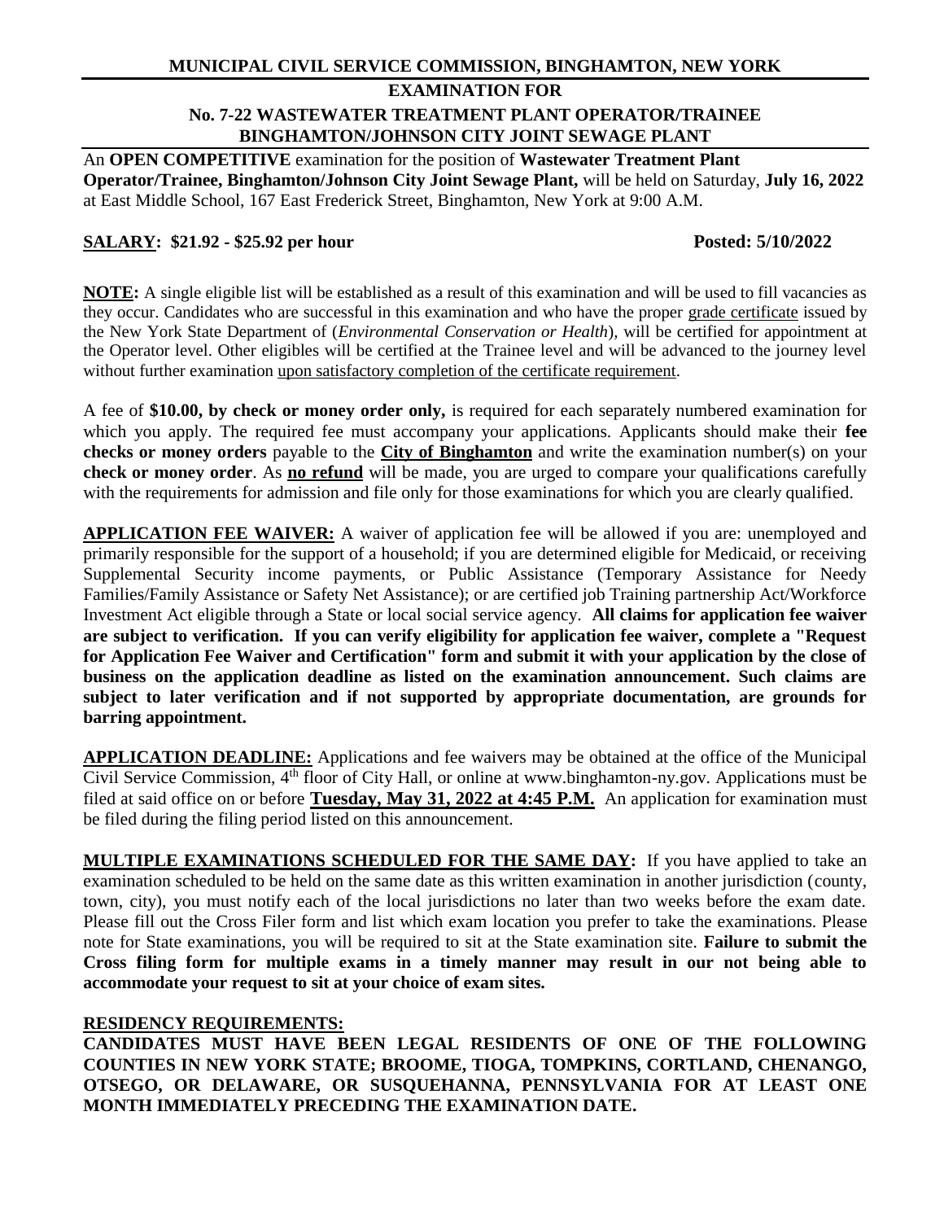# MUNICIPAL CIVIL SERVICE COMMISSION, BINGHAMTON, NEW YORK

## EXAMINATION FOR

## No. 7-22 WASTEWATER TREATMENT PLANT OPERATOR/TRAINEE BINGHAMTON/JOHNSON CITY JOINT SEWAGE PLANT

An **OPEN COMPETITIVE** examination for the position of **Wastewater Treatment Plant Operator/Trainee, Binghamton/Johnson City Joint Sewage Plant,** will be held on Saturday, **July 16, 2022** at East Middle School, 167 East Frederick Street, Binghamton, New York at 9:00 A.M.

**SALARY: $21.92 - $25.92 per hour** **Posted: 5/10/2022**

**NOTE:** A single eligible list will be established as a result of this examination and will be used to fill vacancies as they occur. Candidates who are successful in this examination and who have the proper grade certificate issued by the New York State Department of (*Environmental Conservation or Health*), will be certified for appointment at the Operator level. Other eligibles will be certified at the Trainee level and will be advanced to the journey level without further examination upon satisfactory completion of the certificate requirement.

A fee of **$10.00, by check or money order only,** is required for each separately numbered examination for which you apply. The required fee must accompany your applications. Applicants should make their **fee checks or money orders** payable to the **City of Binghamton** and write the examination number(s) on your **check or money order**. As **no refund** will be made, you are urged to compare your qualifications carefully with the requirements for admission and file only for those examinations for which you are clearly qualified.

**APPLICATION FEE WAIVER:** A waiver of application fee will be allowed if you are: unemployed and primarily responsible for the support of a household; if you are determined eligible for Medicaid, or receiving Supplemental Security income payments, or Public Assistance (Temporary Assistance for Needy Families/Family Assistance or Safety Net Assistance); or are certified job Training partnership Act/Workforce Investment Act eligible through a State or local social service agency. **All claims for application fee waiver are subject to verification. If you can verify eligibility for application fee waiver, complete a "Request for Application Fee Waiver and Certification" form and submit it with your application by the close of business on the application deadline as listed on the examination announcement. Such claims are subject to later verification and if not supported by appropriate documentation, are grounds for barring appointment.**

**APPLICATION DEADLINE:** Applications and fee waivers may be obtained at the office of the Municipal Civil Service Commission, 4th floor of City Hall, or online at www.binghamton-ny.gov. Applications must be filed at said office on or before **Tuesday, May 31, 2022 at 4:45 P.M.** An application for examination must be filed during the filing period listed on this announcement.

**MULTIPLE EXAMINATIONS SCHEDULED FOR THE SAME DAY:** If you have applied to take an examination scheduled to be held on the same date as this written examination in another jurisdiction (county, town, city), you must notify each of the local jurisdictions no later than two weeks before the exam date. Please fill out the Cross Filer form and list which exam location you prefer to take the examinations. Please note for State examinations, you will be required to sit at the State examination site. **Failure to submit the Cross filing form for multiple exams in a timely manner may result in our not being able to accommodate your request to sit at your choice of exam sites.**

**RESIDENCY REQUIREMENTS:**

**CANDIDATES MUST HAVE BEEN LEGAL RESIDENTS OF ONE OF THE FOLLOWING COUNTIES IN NEW YORK STATE; BROOME, TIOGA, TOMPKINS, CORTLAND, CHENANGO, OTSEGO, OR DELAWARE, OR SUSQUEHANNA, PENNSYLVANIA FOR AT LEAST ONE MONTH IMMEDIATELY PRECEDING THE EXAMINATION DATE.**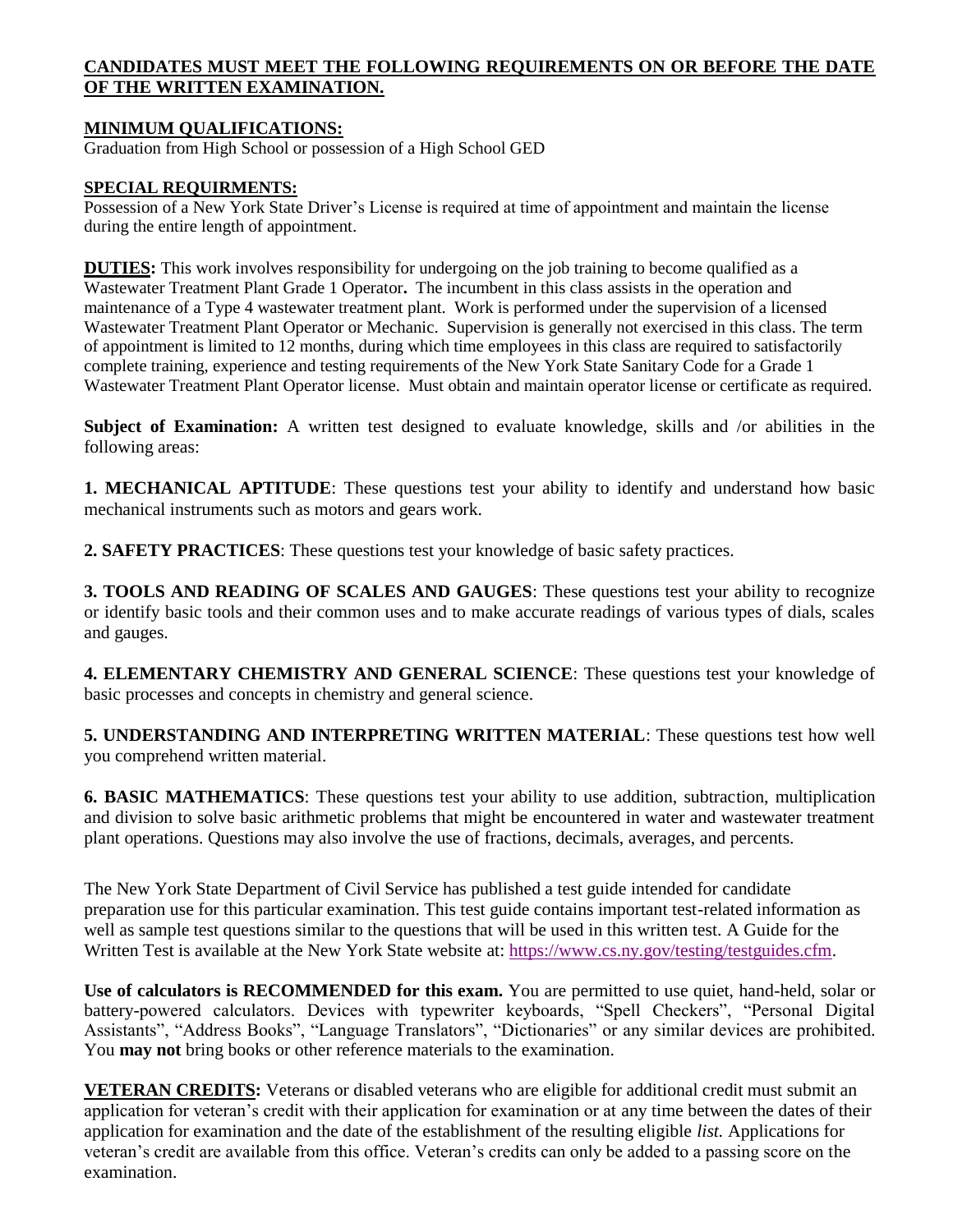**CANDIDATES MUST MEET THE FOLLOWING REQUIREMENTS ON OR BEFORE THE DATE OF THE WRITTEN EXAMINATION.**

**MINIMUM QUALIFICATIONS:**
Graduation from High School or possession of a High School GED

**SPECIAL REQUIRMENTS:**
Possession of a New York State Driver's License is required at time of appointment and maintain the license during the entire length of appointment.

**DUTIES:** This work involves responsibility for undergoing on the job training to become qualified as a Wastewater Treatment Plant Grade 1 Operator**.** The incumbent in this class assists in the operation and maintenance of a Type 4 wastewater treatment plant. Work is performed under the supervision of a licensed Wastewater Treatment Plant Operator or Mechanic. Supervision is generally not exercised in this class. The term of appointment is limited to 12 months, during which time employees in this class are required to satisfactorily complete training, experience and testing requirements of the New York State Sanitary Code for a Grade 1 Wastewater Treatment Plant Operator license. Must obtain and maintain operator license or certificate as required.

**Subject of Examination:** A written test designed to evaluate knowledge, skills and /or abilities in the following areas:

**1. MECHANICAL APTITUDE**: These questions test your ability to identify and understand how basic mechanical instruments such as motors and gears work.

**2. SAFETY PRACTICES**: These questions test your knowledge of basic safety practices.

**3. TOOLS AND READING OF SCALES AND GAUGES**: These questions test your ability to recognize or identify basic tools and their common uses and to make accurate readings of various types of dials, scales and gauges.

**4. ELEMENTARY CHEMISTRY AND GENERAL SCIENCE**: These questions test your knowledge of basic processes and concepts in chemistry and general science.

**5. UNDERSTANDING AND INTERPRETING WRITTEN MATERIAL**: These questions test how well you comprehend written material.

**6. BASIC MATHEMATICS**: These questions test your ability to use addition, subtraction, multiplication and division to solve basic arithmetic problems that might be encountered in water and wastewater treatment plant operations. Questions may also involve the use of fractions, decimals, averages, and percents.

The New York State Department of Civil Service has published a test guide intended for candidate preparation use for this particular examination. This test guide contains important test-related information as well as sample test questions similar to the questions that will be used in this written test. A Guide for the Written Test is available at the New York State website at: https://www.cs.ny.gov/testing/testguides.cfm.

**Use of calculators is RECOMMENDED for this exam.** You are permitted to use quiet, hand-held, solar or battery-powered calculators. Devices with typewriter keyboards, "Spell Checkers", "Personal Digital Assistants", "Address Books", "Language Translators", "Dictionaries" or any similar devices are prohibited. You **may not** bring books or other reference materials to the examination.

**VETERAN CREDITS:** Veterans or disabled veterans who are eligible for additional credit must submit an application for veteran's credit with their application for examination or at any time between the dates of their application for examination and the date of the establishment of the resulting eligible *list.* Applications for veteran's credit are available from this office. Veteran's credits can only be added to a passing score on the examination.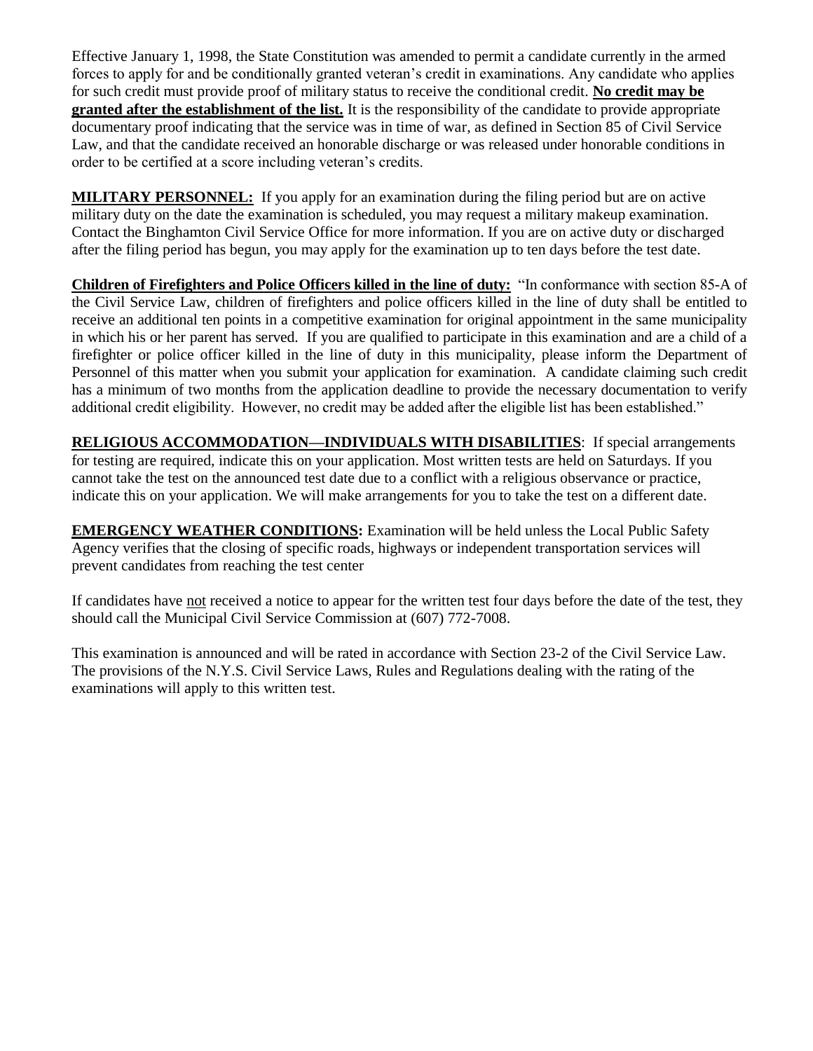Effective January 1, 1998, the State Constitution was amended to permit a candidate currently in the armed forces to apply for and be conditionally granted veteran's credit in examinations. Any candidate who applies for such credit must provide proof of military status to receive the conditional credit. **No credit may be granted after the establishment of the list.** It is the responsibility of the candidate to provide appropriate documentary proof indicating that the service was in time of war, as defined in Section 85 of Civil Service Law, and that the candidate received an honorable discharge or was released under honorable conditions in order to be certified at a score including veteran's credits.

**MILITARY PERSONNEL:** If you apply for an examination during the filing period but are on active military duty on the date the examination is scheduled, you may request a military makeup examination. Contact the Binghamton Civil Service Office for more information. If you are on active duty or discharged after the filing period has begun, you may apply for the examination up to ten days before the test date.

**Children of Firefighters and Police Officers killed in the line of duty:** "In conformance with section 85-A of the Civil Service Law, children of firefighters and police officers killed in the line of duty shall be entitled to receive an additional ten points in a competitive examination for original appointment in the same municipality in which his or her parent has served. If you are qualified to participate in this examination and are a child of a firefighter or police officer killed in the line of duty in this municipality, please inform the Department of Personnel of this matter when you submit your application for examination. A candidate claiming such credit has a minimum of two months from the application deadline to provide the necessary documentation to verify additional credit eligibility. However, no credit may be added after the eligible list has been established."

**RELIGIOUS ACCOMMODATION—INDIVIDUALS WITH DISABILITIES**: If special arrangements for testing are required, indicate this on your application. Most written tests are held on Saturdays. If you cannot take the test on the announced test date due to a conflict with a religious observance or practice, indicate this on your application. We will make arrangements for you to take the test on a different date.

**EMERGENCY WEATHER CONDITIONS:** Examination will be held unless the Local Public Safety Agency verifies that the closing of specific roads, highways or independent transportation services will prevent candidates from reaching the test center

If candidates have not received a notice to appear for the written test four days before the date of the test, they should call the Municipal Civil Service Commission at (607) 772-7008.

This examination is announced and will be rated in accordance with Section 23-2 of the Civil Service Law. The provisions of the N.Y.S. Civil Service Laws, Rules and Regulations dealing with the rating of the examinations will apply to this written test.